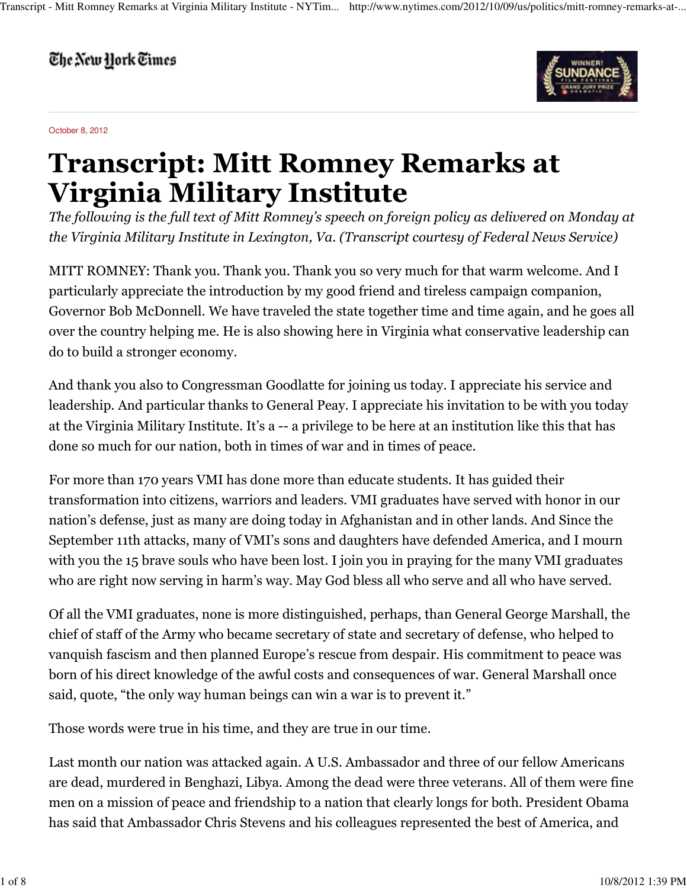The New York Times

October 8, 2012

# Transcript: Mitt Romney Remarks at Virginia Military Institute

*The following is the full text of Mitt Romney's speech on foreign policy as delivered on Monday at the Virginia Military Institute in Lexington, Va. (Transcript courtesy of Federal News Service)*

MITT ROMNEY: Thank you. Thank you. Thank you so very much for that warm welcome. And I particularly appreciate the introduction by my good friend and tireless campaign companion, Governor Bob McDonnell. We have traveled the state together time and time again, and he goes all over the country helping me. He is also showing here in Virginia what conservative leadership can do to build a stronger economy.

And thank you also to Congressman Goodlatte for joining us today. I appreciate his service and leadership. And particular thanks to General Peay. I appreciate his invitation to be with you today at the Virginia Military Institute. It's a -- a privilege to be here at an institution like this that has done so much for our nation, both in times of war and in times of peace.

For more than 170 years VMI has done more than educate students. It has guided their transformation into citizens, warriors and leaders. VMI graduates have served with honor in our nation's defense, just as many are doing today in Afghanistan and in other lands. And Since the September 11th attacks, many of VMI's sons and daughters have defended America, and I mourn with you the 15 brave souls who have been lost. I join you in praying for the many VMI graduates who are right now serving in harm's way. May God bless all who serve and all who have served.

Of all the VMI graduates, none is more distinguished, perhaps, than General George Marshall, the chief of staff of the Army who became secretary of state and secretary of defense, who helped to vanquish fascism and then planned Europe's rescue from despair. His commitment to peace was born of his direct knowledge of the awful costs and consequences of war. General Marshall once said, quote, "the only way human beings can win a war is to prevent it."

Those words were true in his time, and they are true in our time.

Last month our nation was attacked again. A U.S. Ambassador and three of our fellow Americans are dead, murdered in Benghazi, Libya. Among the dead were three veterans. All of them were fine men on a mission of peace and friendship to a nation that clearly longs for both. President Obama has said that Ambassador Chris Stevens and his colleagues represented the best of America, and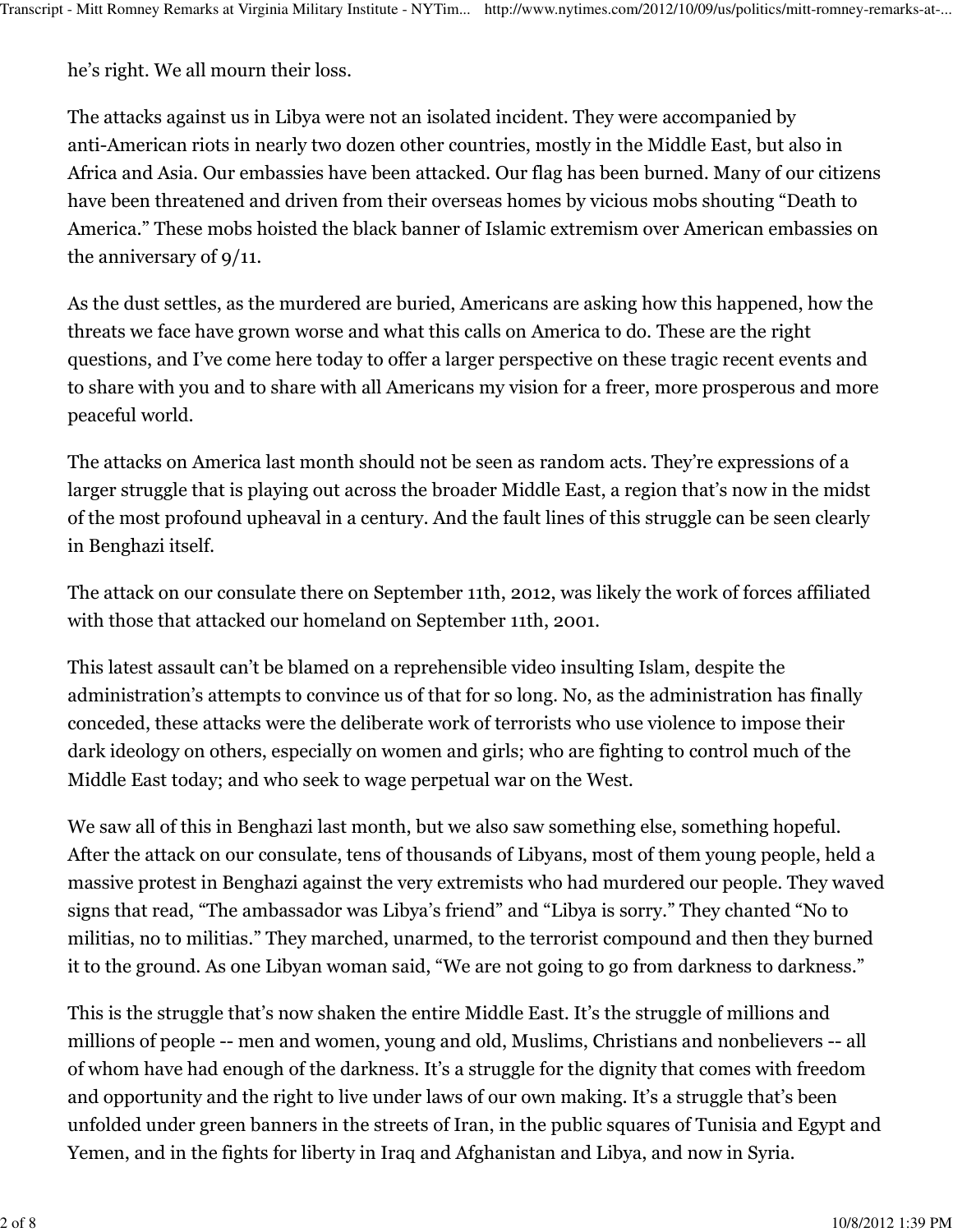he's right. We all mourn their loss.

The attacks against us in Libya were not an isolated incident. They were accompanied by anti-American riots in nearly two dozen other countries, mostly in the Middle East, but also in Africa and Asia. Our embassies have been attacked. Our flag has been burned. Many of our citizens have been threatened and driven from their overseas homes by vicious mobs shouting "Death to America." These mobs hoisted the black banner of Islamic extremism over American embassies on the anniversary of 9/11.

As the dust settles, as the murdered are buried, Americans are asking how this happened, how the threats we face have grown worse and what this calls on America to do. These are the right questions, and I've come here today to offer a larger perspective on these tragic recent events and to share with you and to share with all Americans my vision for a freer, more prosperous and more peaceful world.

The attacks on America last month should not be seen as random acts. They're expressions of a larger struggle that is playing out across the broader Middle East, a region that's now in the midst of the most profound upheaval in a century. And the fault lines of this struggle can be seen clearly in Benghazi itself.

The attack on our consulate there on September 11th, 2012, was likely the work of forces affiliated with those that attacked our homeland on September 11th, 2001.

This latest assault can't be blamed on a reprehensible video insulting Islam, despite the administration's attempts to convince us of that for so long. No, as the administration has finally conceded, these attacks were the deliberate work of terrorists who use violence to impose their dark ideology on others, especially on women and girls; who are fighting to control much of the Middle East today; and who seek to wage perpetual war on the West.

We saw all of this in Benghazi last month, but we also saw something else, something hopeful. After the attack on our consulate, tens of thousands of Libyans, most of them young people, held a massive protest in Benghazi against the very extremists who had murdered our people. They waved signs that read, "The ambassador was Libya's friend" and "Libya is sorry." They chanted "No to militias, no to militias." They marched, unarmed, to the terrorist compound and then they burned it to the ground. As one Libyan woman said, "We are not going to go from darkness to darkness."

This is the struggle that's now shaken the entire Middle East. It's the struggle of millions and millions of people -- men and women, young and old, Muslims, Christians and nonbelievers -- all of whom have had enough of the darkness. It's a struggle for the dignity that comes with freedom and opportunity and the right to live under laws of our own making. It's a struggle that's been unfolded under green banners in the streets of Iran, in the public squares of Tunisia and Egypt and Yemen, and in the fights for liberty in Iraq and Afghanistan and Libya, and now in Syria.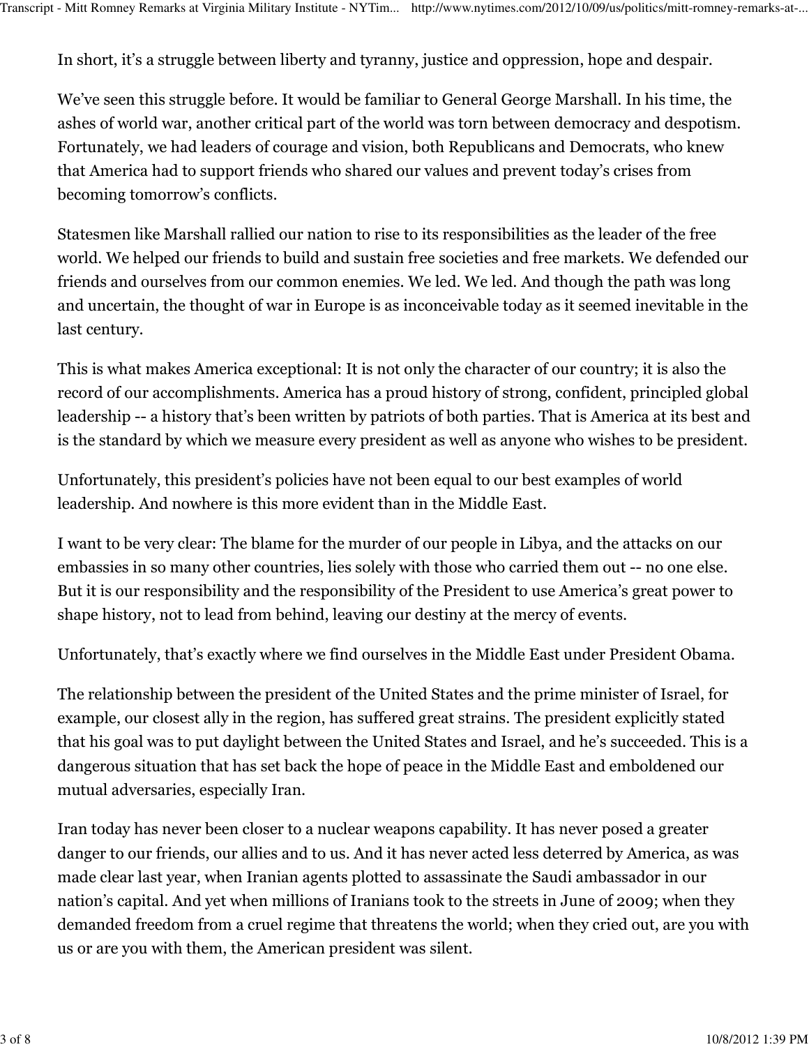In short, it's a struggle between liberty and tyranny, justice and oppression, hope and despair.

We've seen this struggle before. It would be familiar to General George Marshall. In his time, the ashes of world war, another critical part of the world was torn between democracy and despotism. Fortunately, we had leaders of courage and vision, both Republicans and Democrats, who knew that America had to support friends who shared our values and prevent today's crises from becoming tomorrow's conflicts.

Statesmen like Marshall rallied our nation to rise to its responsibilities as the leader of the free world. We helped our friends to build and sustain free societies and free markets. We defended our friends and ourselves from our common enemies. We led. We led. And though the path was long and uncertain, the thought of war in Europe is as inconceivable today as it seemed inevitable in the last century.

This is what makes America exceptional: It is not only the character of our country; it is also the record of our accomplishments. America has a proud history of strong, confident, principled global leadership -- a history that's been written by patriots of both parties. That is America at its best and is the standard by which we measure every president as well as anyone who wishes to be president.

Unfortunately, this president's policies have not been equal to our best examples of world leadership. And nowhere is this more evident than in the Middle East.

I want to be very clear: The blame for the murder of our people in Libya, and the attacks on our embassies in so many other countries, lies solely with those who carried them out -- no one else. But it is our responsibility and the responsibility of the President to use America's great power to shape history, not to lead from behind, leaving our destiny at the mercy of events.

Unfortunately, that's exactly where we find ourselves in the Middle East under President Obama.

The relationship between the president of the United States and the prime minister of Israel, for example, our closest ally in the region, has suffered great strains. The president explicitly stated that his goal was to put daylight between the United States and Israel, and he's succeeded. This is a dangerous situation that has set back the hope of peace in the Middle East and emboldened our mutual adversaries, especially Iran.

Iran today has never been closer to a nuclear weapons capability. It has never posed a greater danger to our friends, our allies and to us. And it has never acted less deterred by America, as was made clear last year, when Iranian agents plotted to assassinate the Saudi ambassador in our nation's capital. And yet when millions of Iranians took to the streets in June of 2009; when they demanded freedom from a cruel regime that threatens the world; when they cried out, are you with us or are you with them, the American president was silent.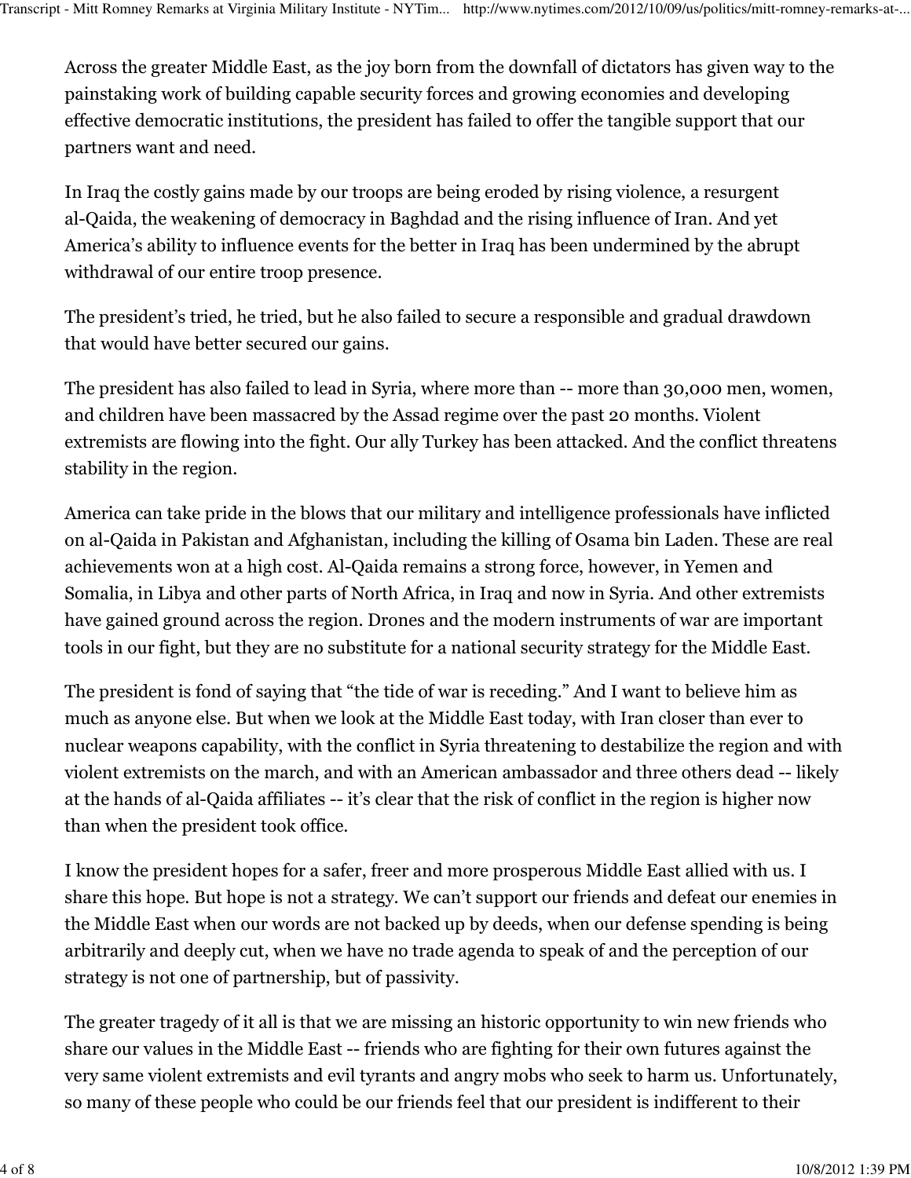Across the greater Middle East, as the joy born from the downfall of dictators has given way to the painstaking work of building capable security forces and growing economies and developing effective democratic institutions, the president has failed to offer the tangible support that our partners want and need.

In Iraq the costly gains made by our troops are being eroded by rising violence, a resurgent al-Qaida, the weakening of democracy in Baghdad and the rising influence of Iran. And yet America's ability to influence events for the better in Iraq has been undermined by the abrupt withdrawal of our entire troop presence.

The president's tried, he tried, but he also failed to secure a responsible and gradual drawdown that would have better secured our gains.

The president has also failed to lead in Syria, where more than -- more than 30,000 men, women, and children have been massacred by the Assad regime over the past 20 months. Violent extremists are flowing into the fight. Our ally Turkey has been attacked. And the conflict threatens stability in the region.

America can take pride in the blows that our military and intelligence professionals have inflicted on al-Qaida in Pakistan and Afghanistan, including the killing of Osama bin Laden. These are real achievements won at a high cost. Al-Qaida remains a strong force, however, in Yemen and Somalia, in Libya and other parts of North Africa, in Iraq and now in Syria. And other extremists have gained ground across the region. Drones and the modern instruments of war are important tools in our fight, but they are no substitute for a national security strategy for the Middle East.

The president is fond of saying that "the tide of war is receding." And I want to believe him as much as anyone else. But when we look at the Middle East today, with Iran closer than ever to nuclear weapons capability, with the conflict in Syria threatening to destabilize the region and with violent extremists on the march, and with an American ambassador and three others dead -- likely at the hands of al-Qaida affiliates -- it's clear that the risk of conflict in the region is higher now than when the president took office.

I know the president hopes for a safer, freer and more prosperous Middle East allied with us. I share this hope. But hope is not a strategy. We can't support our friends and defeat our enemies in the Middle East when our words are not backed up by deeds, when our defense spending is being arbitrarily and deeply cut, when we have no trade agenda to speak of and the perception of our strategy is not one of partnership, but of passivity.

The greater tragedy of it all is that we are missing an historic opportunity to win new friends who share our values in the Middle East -- friends who are fighting for their own futures against the very same violent extremists and evil tyrants and angry mobs who seek to harm us. Unfortunately, so many of these people who could be our friends feel that our president is indifferent to their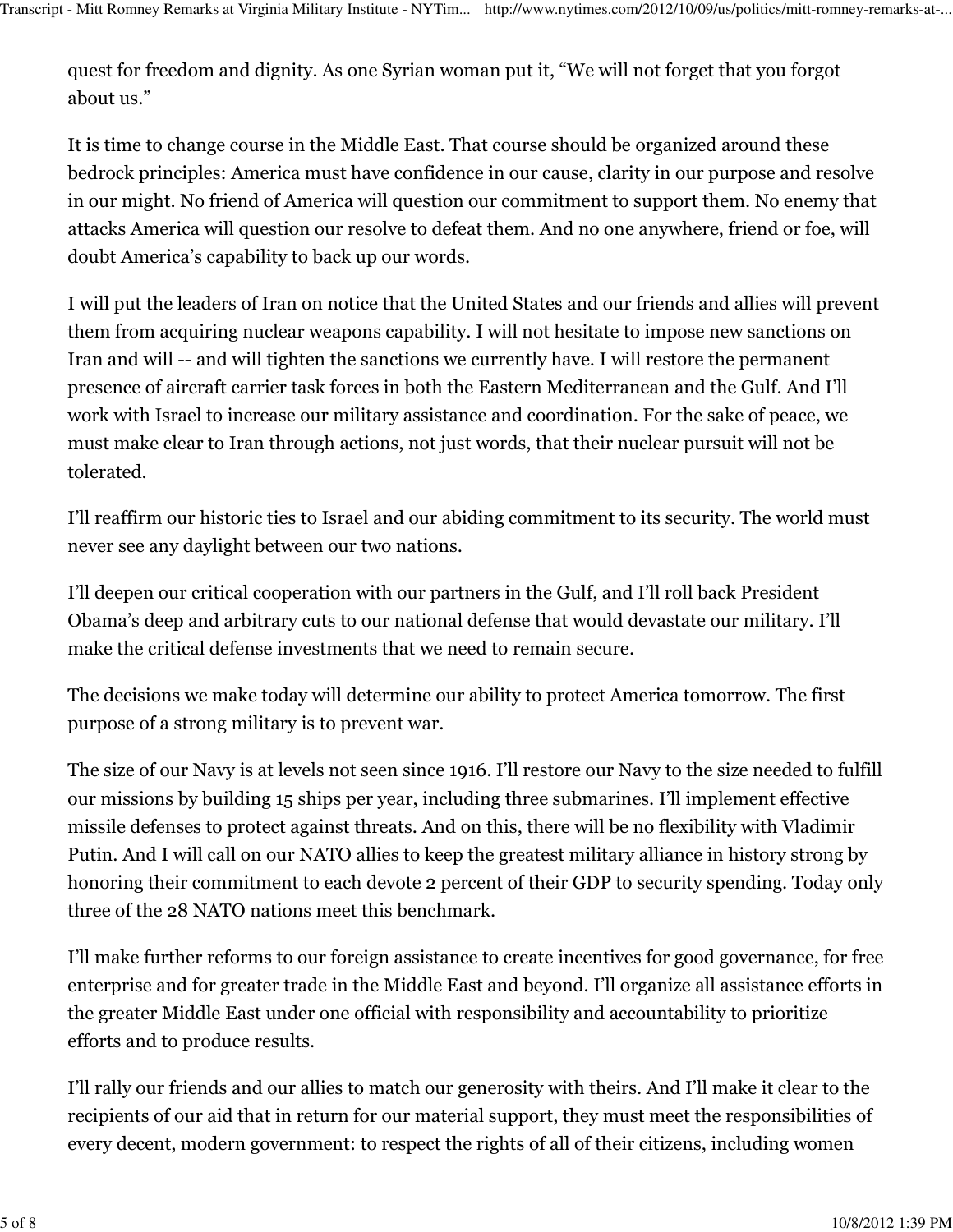quest for freedom and dignity. As one Syrian woman put it, "We will not forget that you forgot about us."

It is time to change course in the Middle East. That course should be organized around these bedrock principles: America must have confidence in our cause, clarity in our purpose and resolve in our might. No friend of America will question our commitment to support them. No enemy that attacks America will question our resolve to defeat them. And no one anywhere, friend or foe, will doubt America's capability to back up our words.

I will put the leaders of Iran on notice that the United States and our friends and allies will prevent them from acquiring nuclear weapons capability. I will not hesitate to impose new sanctions on Iran and will -- and will tighten the sanctions we currently have. I will restore the permanent presence of aircraft carrier task forces in both the Eastern Mediterranean and the Gulf. And I'll work with Israel to increase our military assistance and coordination. For the sake of peace, we must make clear to Iran through actions, not just words, that their nuclear pursuit will not be tolerated.

I'll reaffirm our historic ties to Israel and our abiding commitment to its security. The world must never see any daylight between our two nations.

I'll deepen our critical cooperation with our partners in the Gulf, and I'll roll back President Obama's deep and arbitrary cuts to our national defense that would devastate our military. I'll make the critical defense investments that we need to remain secure.

The decisions we make today will determine our ability to protect America tomorrow. The first purpose of a strong military is to prevent war.

The size of our Navy is at levels not seen since 1916. I'll restore our Navy to the size needed to fulfill our missions by building 15 ships per year, including three submarines. I'll implement effective missile defenses to protect against threats. And on this, there will be no flexibility with Vladimir Putin. And I will call on our NATO allies to keep the greatest military alliance in history strong by honoring their commitment to each devote 2 percent of their GDP to security spending. Today only three of the 28 NATO nations meet this benchmark.

I'll make further reforms to our foreign assistance to create incentives for good governance, for free enterprise and for greater trade in the Middle East and beyond. I'll organize all assistance efforts in the greater Middle East under one official with responsibility and accountability to prioritize efforts and to produce results.

I'll rally our friends and our allies to match our generosity with theirs. And I'll make it clear to the recipients of our aid that in return for our material support, they must meet the responsibilities of every decent, modern government: to respect the rights of all of their citizens, including women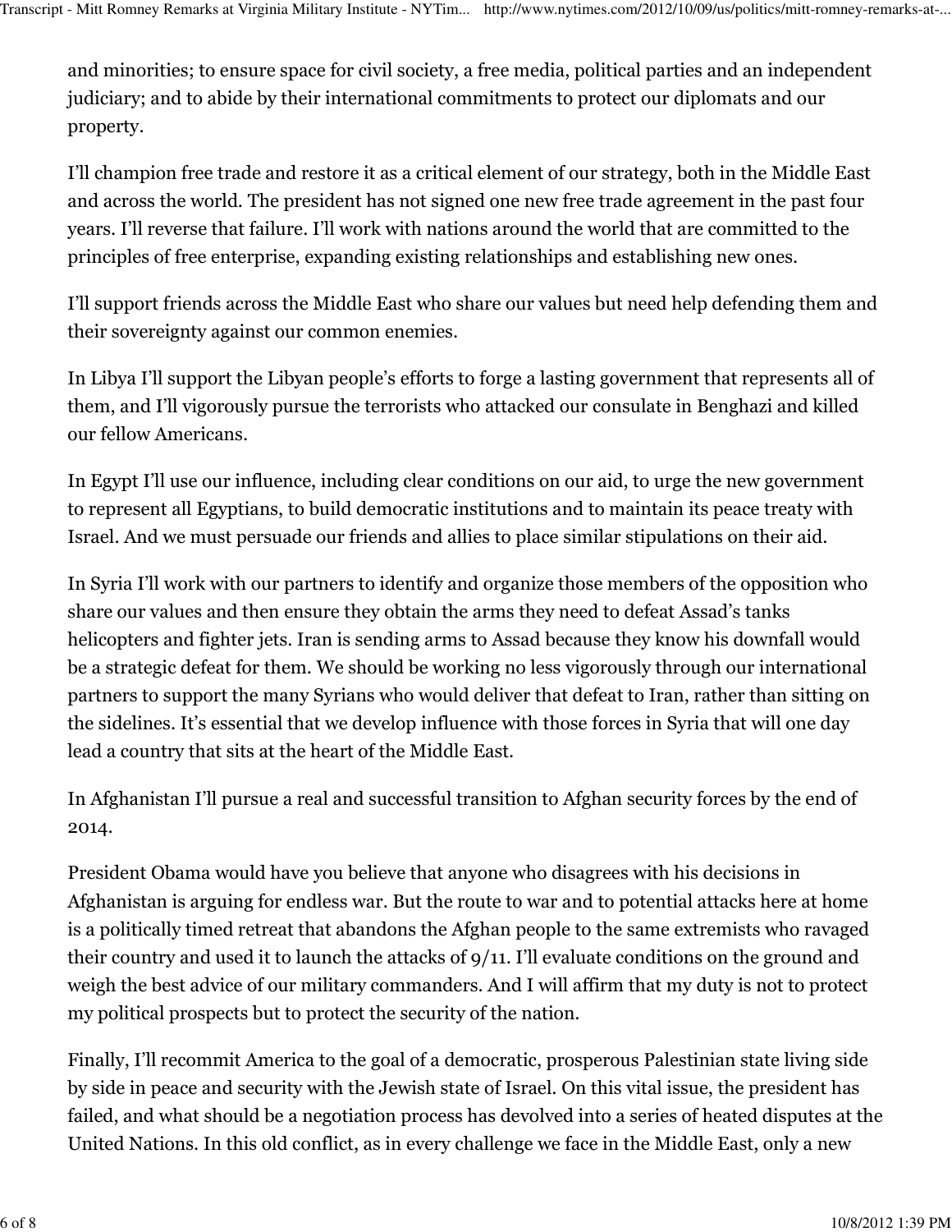and minorities; to ensure space for civil society, a free media, political parties and an independent judiciary; and to abide by their international commitments to protect our diplomats and our property.

I'll champion free trade and restore it as a critical element of our strategy, both in the Middle East and across the world. The president has not signed one new free trade agreement in the past four years. I'll reverse that failure. I'll work with nations around the world that are committed to the principles of free enterprise, expanding existing relationships and establishing new ones.

I'll support friends across the Middle East who share our values but need help defending them and their sovereignty against our common enemies.

In Libya I'll support the Libyan people's efforts to forge a lasting government that represents all of them, and I'll vigorously pursue the terrorists who attacked our consulate in Benghazi and killed our fellow Americans.

In Egypt I'll use our influence, including clear conditions on our aid, to urge the new government to represent all Egyptians, to build democratic institutions and to maintain its peace treaty with Israel. And we must persuade our friends and allies to place similar stipulations on their aid.

In Syria I'll work with our partners to identify and organize those members of the opposition who share our values and then ensure they obtain the arms they need to defeat Assad's tanks helicopters and fighter jets. Iran is sending arms to Assad because they know his downfall would be a strategic defeat for them. We should be working no less vigorously through our international partners to support the many Syrians who would deliver that defeat to Iran, rather than sitting on the sidelines. It's essential that we develop influence with those forces in Syria that will one day lead a country that sits at the heart of the Middle East.

In Afghanistan I'll pursue a real and successful transition to Afghan security forces by the end of 2014.

President Obama would have you believe that anyone who disagrees with his decisions in Afghanistan is arguing for endless war. But the route to war and to potential attacks here at home is a politically timed retreat that abandons the Afghan people to the same extremists who ravaged their country and used it to launch the attacks of 9/11. I'll evaluate conditions on the ground and weigh the best advice of our military commanders. And I will affirm that my duty is not to protect my political prospects but to protect the security of the nation.

Finally, I'll recommit America to the goal of a democratic, prosperous Palestinian state living side by side in peace and security with the Jewish state of Israel. On this vital issue, the president has failed, and what should be a negotiation process has devolved into a series of heated disputes at the United Nations. In this old conflict, as in every challenge we face in the Middle East, only a new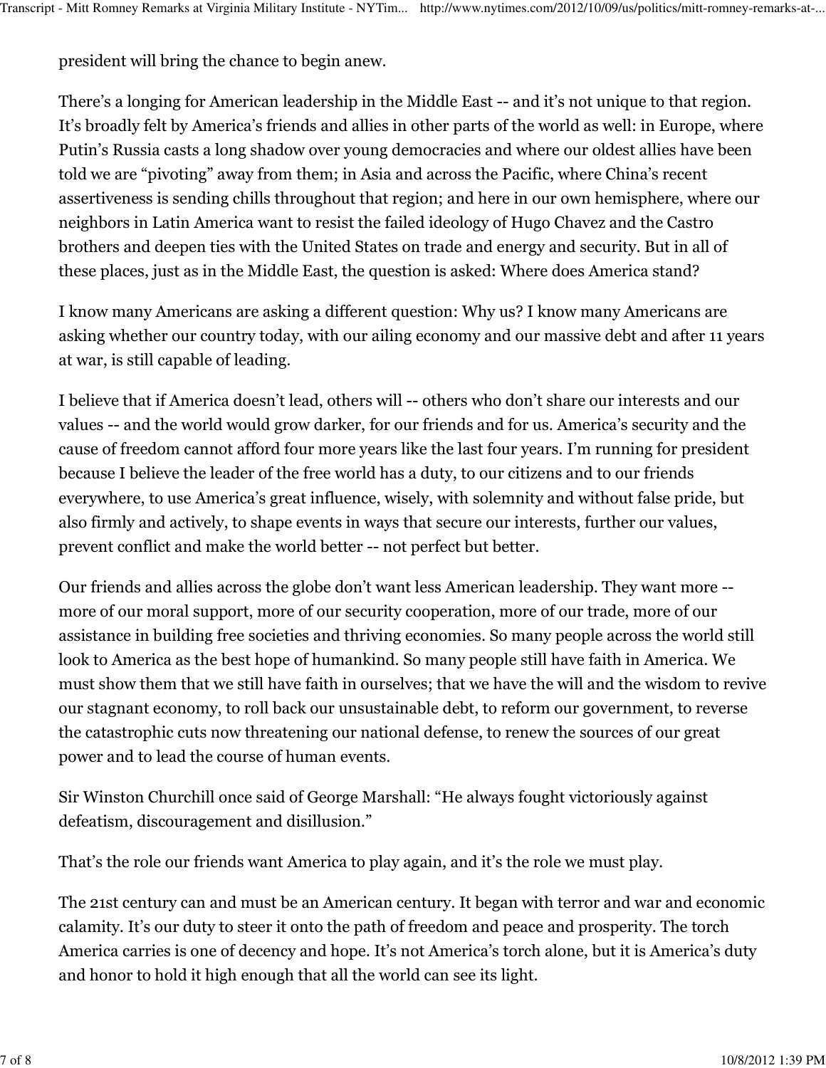president will bring the chance to begin anew.

There’s a longing for American leadership in the Middle East -- and it’s not unique to that region. It’s broadly felt by America’s friends and allies in other parts of the world as well: in Europe, where Putin’s Russia casts a long shadow over young democracies and where our oldest allies have been told we are “pivoting” away from them; in Asia and across the Pacific, where China’s recent assertiveness is sending chills throughout that region; and here in our own hemisphere, where our neighbors in Latin America want to resist the failed ideology of Hugo Chavez and the Castro brothers and deepen ties with the United States on trade and energy and security. But in all of these places, just as in the Middle East, the question is asked: Where does America stand?

I know many Americans are asking a different question: Why us? I know many Americans are asking whether our country today, with our ailing economy and our massive debt and after 11 years at war, is still capable of leading.

I believe that if America doesn’t lead, others will -- others who don’t share our interests and our values -- and the world would grow darker, for our friends and for us. America’s security and the cause of freedom cannot afford four more years like the last four years. I’m running for president because I believe the leader of the free world has a duty, to our citizens and to our friends everywhere, to use America’s great influence, wisely, with solemnity and without false pride, but also firmly and actively, to shape events in ways that secure our interests, further our values, prevent conflict and make the world better -- not perfect but better.

Our friends and allies across the globe don’t want less American leadership. They want more -- more of our moral support, more of our security cooperation, more of our trade, more of our assistance in building free societies and thriving economies. So many people across the world still look to America as the best hope of humankind. So many people still have faith in America. We must show them that we still have faith in ourselves; that we have the will and the wisdom to revive our stagnant economy, to roll back our unsustainable debt, to reform our government, to reverse the catastrophic cuts now threatening our national defense, to renew the sources of our great power and to lead the course of human events.

Sir Winston Churchill once said of George Marshall: “He always fought victoriously against defeatism, discouragement and disillusion.”

That’s the role our friends want America to play again, and it’s the role we must play.

The 21st century can and must be an American century. It began with terror and war and economic calamity. It’s our duty to steer it onto the path of freedom and peace and prosperity. The torch America carries is one of decency and hope. It’s not America’s torch alone, but it is America’s duty and honor to hold it high enough that all the world can see its light.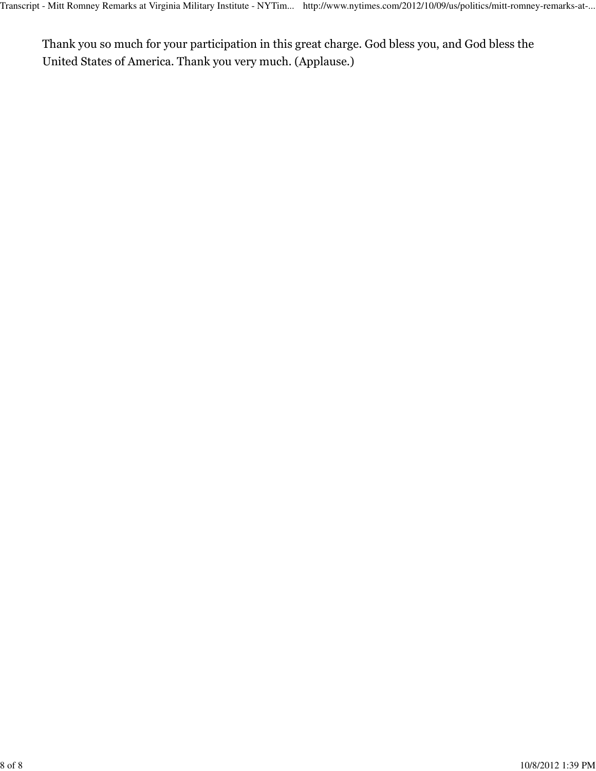Thank you so much for your participation in this great charge. God bless you, and God bless the United States of America. Thank you very much. (Applause.)